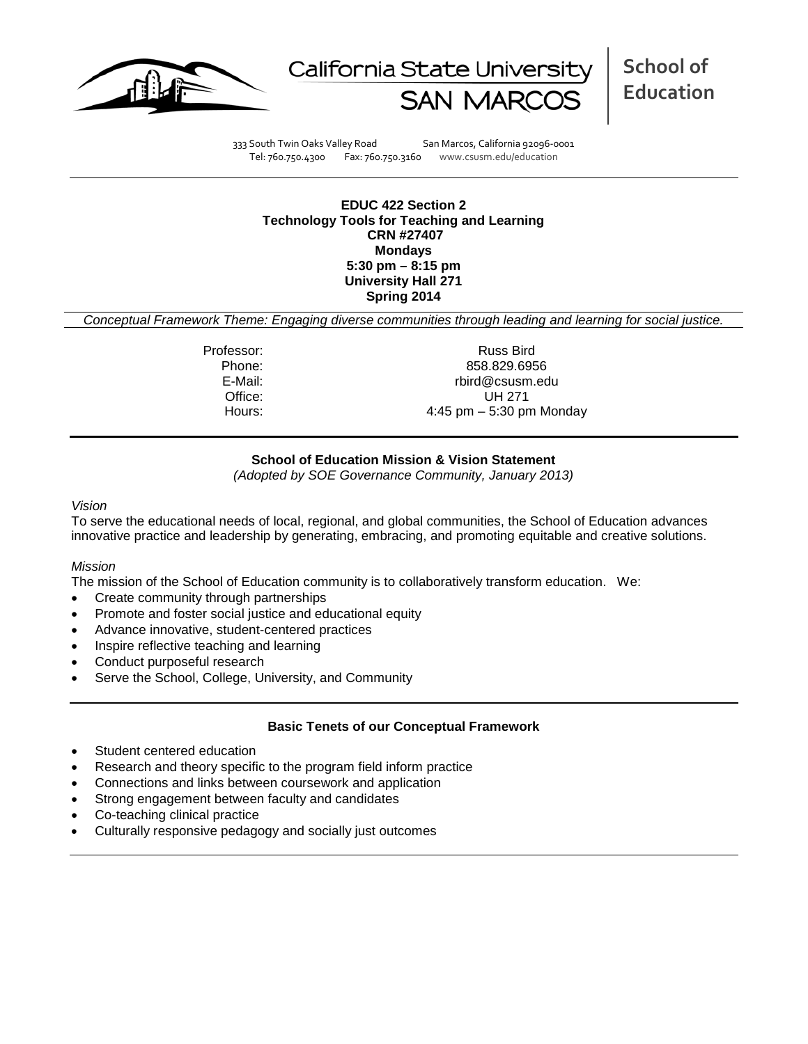California State University SAN MARCOS | **School of Education**

333 South Twin Oaks Valley Road San Marcos, California 92096-0001
Tel: 760.750.4300 Fax: 760.750.3160 www.csusm.edu/education

**EDUC 422 Section 2**
**Technology Tools for Teaching and Learning**
**CRN #27407**
**Mondays**
**5:30 pm – 8:15 pm**
**University Hall 271**
**Spring 2014**

*Conceptual Framework Theme: Engaging diverse communities through leading and learning for social justice.*

| | |
|---|---|
| Professor: | Russ Bird |
| Phone: | 858.829.6956 |
| E-Mail: | rbird@csusm.edu |
| Office: | UH 271 |
| Hours: | 4:45 pm – 5:30 pm Monday |

## School of Education Mission & Vision Statement

*(Adopted by SOE Governance Community, January 2013)*

*Vision*

To serve the educational needs of local, regional, and global communities, the School of Education advances innovative practice and leadership by generating, embracing, and promoting equitable and creative solutions.

*Mission*

The mission of the School of Education community is to collaboratively transform education. We:

- Create community through partnerships
- Promote and foster social justice and educational equity
- Advance innovative, student-centered practices
- Inspire reflective teaching and learning
- Conduct purposeful research
- Serve the School, College, University, and Community

## Basic Tenets of our Conceptual Framework

- Student centered education
- Research and theory specific to the program field inform practice
- Connections and links between coursework and application
- Strong engagement between faculty and candidates
- Co-teaching clinical practice
- Culturally responsive pedagogy and socially just outcomes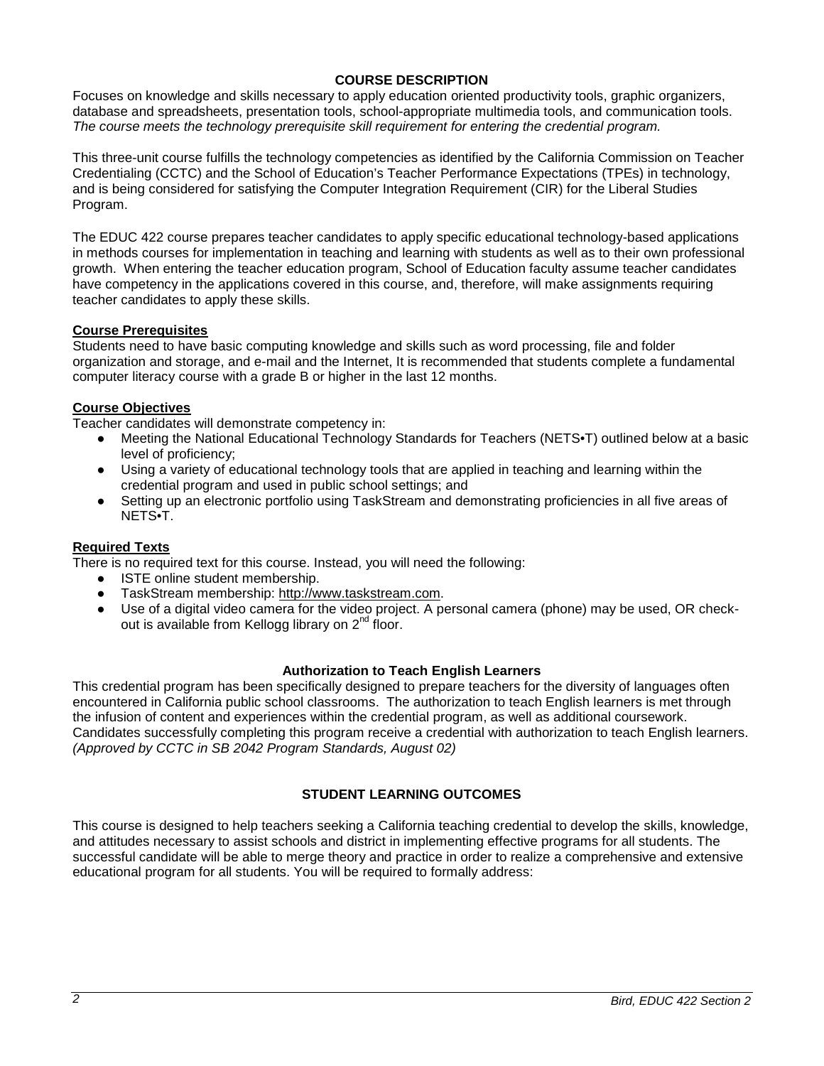## COURSE DESCRIPTION

Focuses on knowledge and skills necessary to apply education oriented productivity tools, graphic organizers, database and spreadsheets, presentation tools, school-appropriate multimedia tools, and communication tools. *The course meets the technology prerequisite skill requirement for entering the credential program.*

This three-unit course fulfills the technology competencies as identified by the California Commission on Teacher Credentialing (CCTC) and the School of Education's Teacher Performance Expectations (TPEs) in technology, and is being considered for satisfying the Computer Integration Requirement (CIR) for the Liberal Studies Program.

The EDUC 422 course prepares teacher candidates to apply specific educational technology-based applications in methods courses for implementation in teaching and learning with students as well as to their own professional growth. When entering the teacher education program, School of Education faculty assume teacher candidates have competency in the applications covered in this course, and, therefore, will make assignments requiring teacher candidates to apply these skills.

### Course Prerequisites

Students need to have basic computing knowledge and skills such as word processing, file and folder organization and storage, and e-mail and the Internet, It is recommended that students complete a fundamental computer literacy course with a grade B or higher in the last 12 months.

### Course Objectives

Teacher candidates will demonstrate competency in:

- Meeting the National Educational Technology Standards for Teachers (NETS•T) outlined below at a basic level of proficiency;
- Using a variety of educational technology tools that are applied in teaching and learning within the credential program and used in public school settings; and
- Setting up an electronic portfolio using TaskStream and demonstrating proficiencies in all five areas of NETS•T.

### Required Texts

There is no required text for this course. Instead, you will need the following:

- ISTE online student membership.
- TaskStream membership: http://www.taskstream.com.
- Use of a digital video camera for the video project. A personal camera (phone) may be used, OR check-out is available from Kellogg library on 2nd floor.

## Authorization to Teach English Learners

This credential program has been specifically designed to prepare teachers for the diversity of languages often encountered in California public school classrooms. The authorization to teach English learners is met through the infusion of content and experiences within the credential program, as well as additional coursework. Candidates successfully completing this program receive a credential with authorization to teach English learners. *(Approved by CCTC in SB 2042 Program Standards, August 02)*

## STUDENT LEARNING OUTCOMES

This course is designed to help teachers seeking a California teaching credential to develop the skills, knowledge, and attitudes necessary to assist schools and district in implementing effective programs for all students. The successful candidate will be able to merge theory and practice in order to realize a comprehensive and extensive educational program for all students. You will be required to formally address: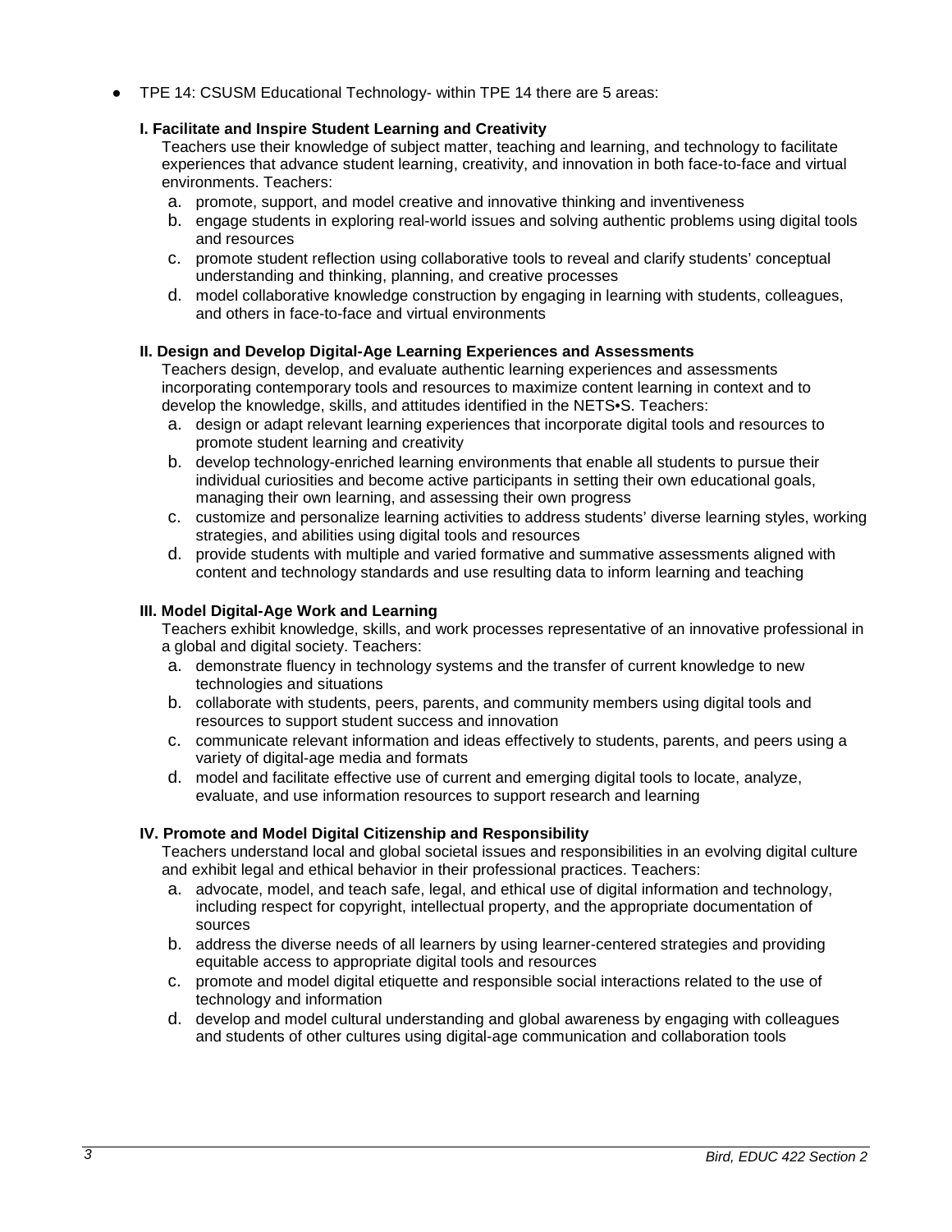- TPE 14: CSUSM Educational Technology- within TPE 14 there are 5 areas:

  **I. Facilitate and Inspire Student Learning and Creativity**

  Teachers use their knowledge of subject matter, teaching and learning, and technology to facilitate experiences that advance student learning, creativity, and innovation in both face-to-face and virtual environments. Teachers:

  a. promote, support, and model creative and innovative thinking and inventiveness
  b. engage students in exploring real-world issues and solving authentic problems using digital tools and resources
  c. promote student reflection using collaborative tools to reveal and clarify students' conceptual understanding and thinking, planning, and creative processes
  d. model collaborative knowledge construction by engaging in learning with students, colleagues, and others in face-to-face and virtual environments

  **II. Design and Develop Digital-Age Learning Experiences and Assessments**

  Teachers design, develop, and evaluate authentic learning experiences and assessments incorporating contemporary tools and resources to maximize content learning in context and to develop the knowledge, skills, and attitudes identified in the NETS•S. Teachers:

  a. design or adapt relevant learning experiences that incorporate digital tools and resources to promote student learning and creativity
  b. develop technology-enriched learning environments that enable all students to pursue their individual curiosities and become active participants in setting their own educational goals, managing their own learning, and assessing their own progress
  c. customize and personalize learning activities to address students' diverse learning styles, working strategies, and abilities using digital tools and resources
  d. provide students with multiple and varied formative and summative assessments aligned with content and technology standards and use resulting data to inform learning and teaching

  **III. Model Digital-Age Work and Learning**

  Teachers exhibit knowledge, skills, and work processes representative of an innovative professional in a global and digital society. Teachers:

  a. demonstrate fluency in technology systems and the transfer of current knowledge to new technologies and situations
  b. collaborate with students, peers, parents, and community members using digital tools and resources to support student success and innovation
  c. communicate relevant information and ideas effectively to students, parents, and peers using a variety of digital-age media and formats
  d. model and facilitate effective use of current and emerging digital tools to locate, analyze, evaluate, and use information resources to support research and learning

  **IV. Promote and Model Digital Citizenship and Responsibility**

  Teachers understand local and global societal issues and responsibilities in an evolving digital culture and exhibit legal and ethical behavior in their professional practices. Teachers:

  a. advocate, model, and teach safe, legal, and ethical use of digital information and technology, including respect for copyright, intellectual property, and the appropriate documentation of sources
  b. address the diverse needs of all learners by using learner-centered strategies and providing equitable access to appropriate digital tools and resources
  c. promote and model digital etiquette and responsible social interactions related to the use of technology and information
  d. develop and model cultural understanding and global awareness by engaging with colleagues and students of other cultures using digital-age communication and collaboration tools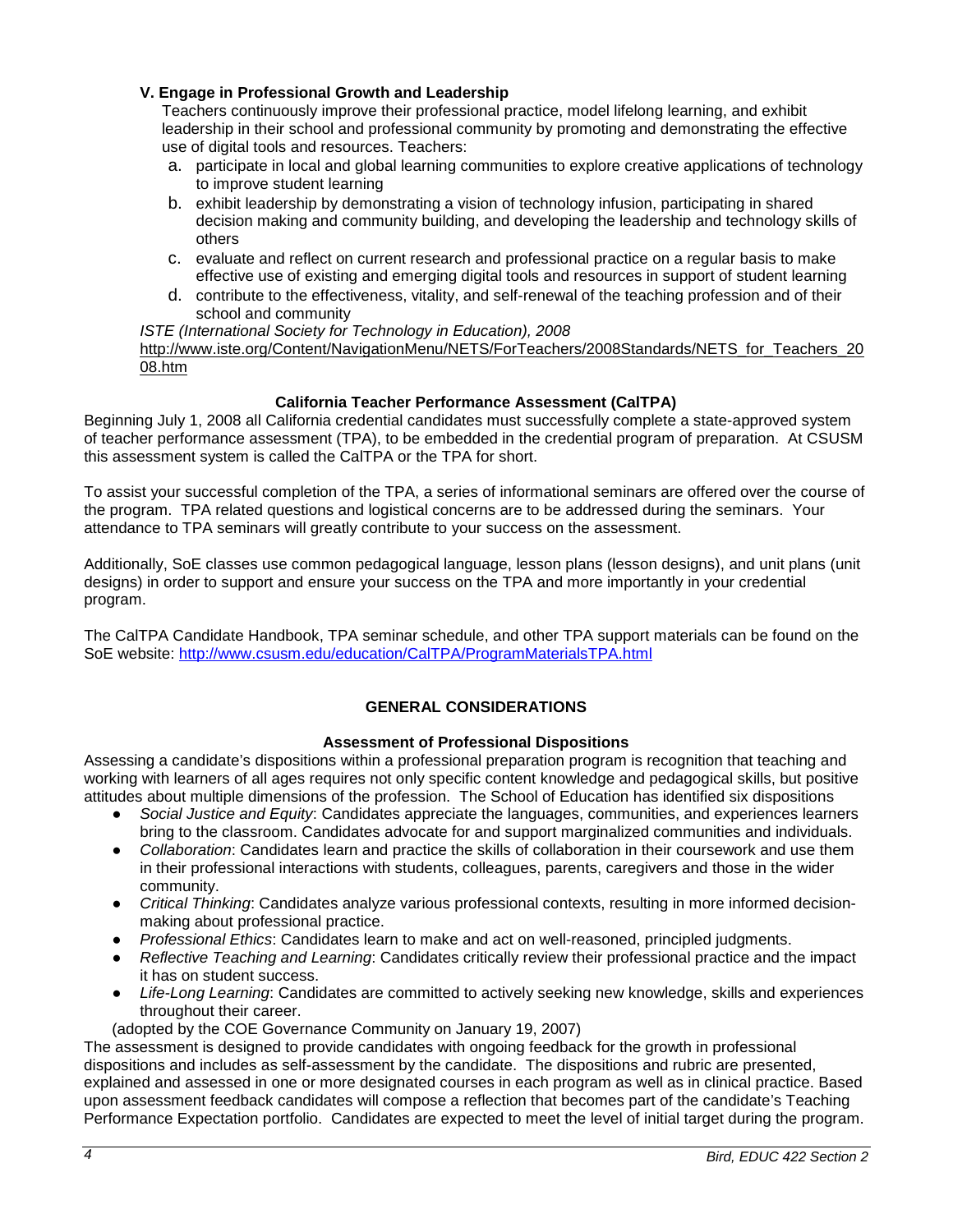**V. Engage in Professional Growth and Leadership**

Teachers continuously improve their professional practice, model lifelong learning, and exhibit leadership in their school and professional community by promoting and demonstrating the effective use of digital tools and resources. Teachers:

a. participate in local and global learning communities to explore creative applications of technology to improve student learning
b. exhibit leadership by demonstrating a vision of technology infusion, participating in shared decision making and community building, and developing the leadership and technology skills of others
c. evaluate and reflect on current research and professional practice on a regular basis to make effective use of existing and emerging digital tools and resources in support of student learning
d. contribute to the effectiveness, vitality, and self-renewal of the teaching profession and of their school and community

*ISTE (International Society for Technology in Education), 2008*
http://www.iste.org/Content/NavigationMenu/NETS/ForTeachers/2008Standards/NETS_for_Teachers_2008.htm

## California Teacher Performance Assessment (CalTPA)

Beginning July 1, 2008 all California credential candidates must successfully complete a state-approved system of teacher performance assessment (TPA), to be embedded in the credential program of preparation. At CSUSM this assessment system is called the CalTPA or the TPA for short.

To assist your successful completion of the TPA, a series of informational seminars are offered over the course of the program. TPA related questions and logistical concerns are to be addressed during the seminars. Your attendance to TPA seminars will greatly contribute to your success on the assessment.

Additionally, SoE classes use common pedagogical language, lesson plans (lesson designs), and unit plans (unit designs) in order to support and ensure your success on the TPA and more importantly in your credential program.

The CalTPA Candidate Handbook, TPA seminar schedule, and other TPA support materials can be found on the SoE website: http://www.csusm.edu/education/CalTPA/ProgramMaterialsTPA.html

## GENERAL CONSIDERATIONS

### Assessment of Professional Dispositions

Assessing a candidate's dispositions within a professional preparation program is recognition that teaching and working with learners of all ages requires not only specific content knowledge and pedagogical skills, but positive attitudes about multiple dimensions of the profession. The School of Education has identified six dispositions

- *Social Justice and Equity*: Candidates appreciate the languages, communities, and experiences learners bring to the classroom. Candidates advocate for and support marginalized communities and individuals.
- *Collaboration*: Candidates learn and practice the skills of collaboration in their coursework and use them in their professional interactions with students, colleagues, parents, caregivers and those in the wider community.
- *Critical Thinking*: Candidates analyze various professional contexts, resulting in more informed decision-making about professional practice.
- *Professional Ethics*: Candidates learn to make and act on well-reasoned, principled judgments.
- *Reflective Teaching and Learning*: Candidates critically review their professional practice and the impact it has on student success.
- *Life-Long Learning*: Candidates are committed to actively seeking new knowledge, skills and experiences throughout their career.

(adopted by the COE Governance Community on January 19, 2007)

The assessment is designed to provide candidates with ongoing feedback for the growth in professional dispositions and includes as self-assessment by the candidate. The dispositions and rubric are presented, explained and assessed in one or more designated courses in each program as well as in clinical practice. Based upon assessment feedback candidates will compose a reflection that becomes part of the candidate's Teaching Performance Expectation portfolio. Candidates are expected to meet the level of initial target during the program.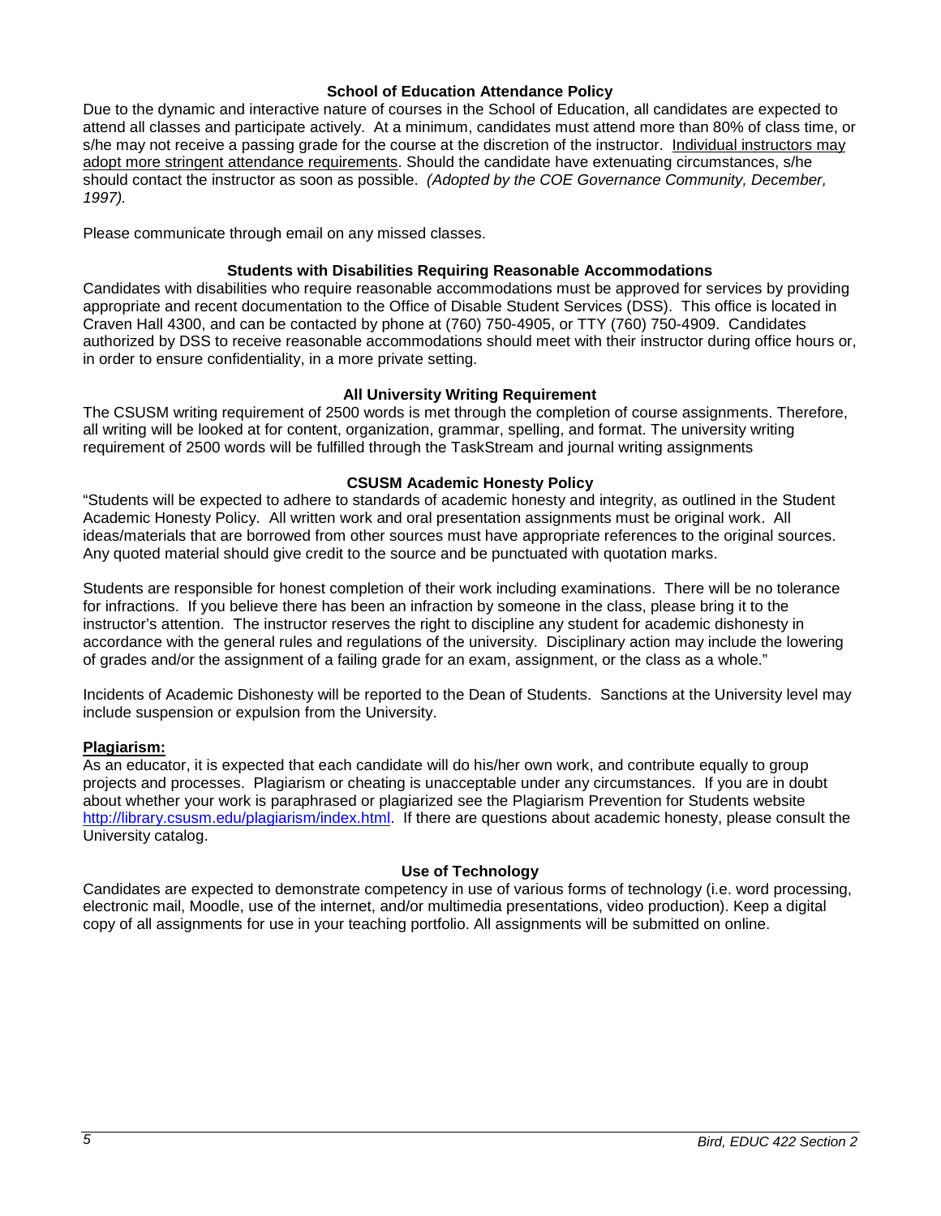### School of Education Attendance Policy

Due to the dynamic and interactive nature of courses in the School of Education, all candidates are expected to attend all classes and participate actively. At a minimum, candidates must attend more than 80% of class time, or s/he may not receive a passing grade for the course at the discretion of the instructor. Individual instructors may adopt more stringent attendance requirements. Should the candidate have extenuating circumstances, s/he should contact the instructor as soon as possible. *(Adopted by the COE Governance Community, December, 1997).*

Please communicate through email on any missed classes.

### Students with Disabilities Requiring Reasonable Accommodations

Candidates with disabilities who require reasonable accommodations must be approved for services by providing appropriate and recent documentation to the Office of Disable Student Services (DSS). This office is located in Craven Hall 4300, and can be contacted by phone at (760) 750-4905, or TTY (760) 750-4909. Candidates authorized by DSS to receive reasonable accommodations should meet with their instructor during office hours or, in order to ensure confidentiality, in a more private setting.

### All University Writing Requirement

The CSUSM writing requirement of 2500 words is met through the completion of course assignments. Therefore, all writing will be looked at for content, organization, grammar, spelling, and format. The university writing requirement of 2500 words will be fulfilled through the TaskStream and journal writing assignments

### CSUSM Academic Honesty Policy

"Students will be expected to adhere to standards of academic honesty and integrity, as outlined in the Student Academic Honesty Policy. All written work and oral presentation assignments must be original work. All ideas/materials that are borrowed from other sources must have appropriate references to the original sources. Any quoted material should give credit to the source and be punctuated with quotation marks.

Students are responsible for honest completion of their work including examinations. There will be no tolerance for infractions. If you believe there has been an infraction by someone in the class, please bring it to the instructor's attention. The instructor reserves the right to discipline any student for academic dishonesty in accordance with the general rules and regulations of the university. Disciplinary action may include the lowering of grades and/or the assignment of a failing grade for an exam, assignment, or the class as a whole."

Incidents of Academic Dishonesty will be reported to the Dean of Students. Sanctions at the University level may include suspension or expulsion from the University.

**Plagiarism:**

As an educator, it is expected that each candidate will do his/her own work, and contribute equally to group projects and processes. Plagiarism or cheating is unacceptable under any circumstances. If you are in doubt about whether your work is paraphrased or plagiarized see the Plagiarism Prevention for Students website http://library.csusm.edu/plagiarism/index.html. If there are questions about academic honesty, please consult the University catalog.

### Use of Technology

Candidates are expected to demonstrate competency in use of various forms of technology (i.e. word processing, electronic mail, Moodle, use of the internet, and/or multimedia presentations, video production). Keep a digital copy of all assignments for use in your teaching portfolio. All assignments will be submitted on online.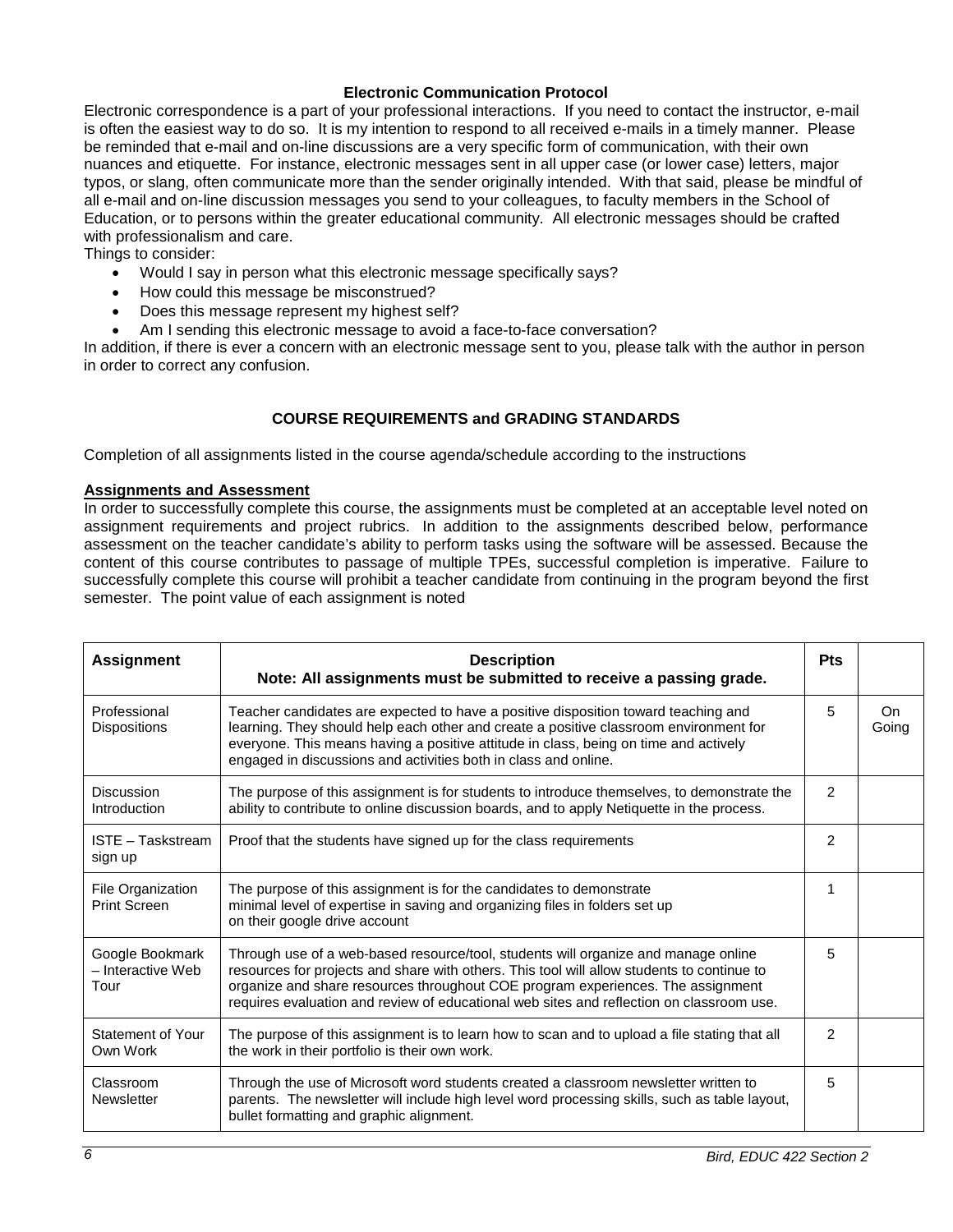### Electronic Communication Protocol

Electronic correspondence is a part of your professional interactions. If you need to contact the instructor, e-mail is often the easiest way to do so. It is my intention to respond to all received e-mails in a timely manner. Please be reminded that e-mail and on-line discussions are a very specific form of communication, with their own nuances and etiquette. For instance, electronic messages sent in all upper case (or lower case) letters, major typos, or slang, often communicate more than the sender originally intended. With that said, please be mindful of all e-mail and on-line discussion messages you send to your colleagues, to faculty members in the School of Education, or to persons within the greater educational community. All electronic messages should be crafted with professionalism and care.

Things to consider:

- Would I say in person what this electronic message specifically says?
- How could this message be misconstrued?
- Does this message represent my highest self?
- Am I sending this electronic message to avoid a face-to-face conversation?

In addition, if there is ever a concern with an electronic message sent to you, please talk with the author in person in order to correct any confusion.

## COURSE REQUIREMENTS and GRADING STANDARDS

Completion of all assignments listed in the course agenda/schedule according to the instructions

**Assignments and Assessment**

In order to successfully complete this course, the assignments must be completed at an acceptable level noted on assignment requirements and project rubrics. In addition to the assignments described below, performance assessment on the teacher candidate's ability to perform tasks using the software will be assessed. Because the content of this course contributes to passage of multiple TPEs, successful completion is imperative. Failure to successfully complete this course will prohibit a teacher candidate from continuing in the program beyond the first semester. The point value of each assignment is noted

| Assignment | Description<br>Note: All assignments must be submitted to receive a passing grade. | Pts | |
|---|---|---|---|
| Professional Dispositions | Teacher candidates are expected to have a positive disposition toward teaching and learning. They should help each other and create a positive classroom environment for everyone. This means having a positive attitude in class, being on time and actively engaged in discussions and activities both in class and online. | 5 | On Going |
| Discussion Introduction | The purpose of this assignment is for students to introduce themselves, to demonstrate the ability to contribute to online discussion boards, and to apply Netiquette in the process. | 2 | |
| ISTE – Taskstream sign up | Proof that the students have signed up for the class requirements | 2 | |
| File Organization Print Screen | The purpose of this assignment is for the candidates to demonstrate minimal level of expertise in saving and organizing files in folders set up on their google drive account | 1 | |
| Google Bookmark – Interactive Web Tour | Through use of a web-based resource/tool, students will organize and manage online resources for projects and share with others. This tool will allow students to continue to organize and share resources throughout COE program experiences. The assignment requires evaluation and review of educational web sites and reflection on classroom use. | 5 | |
| Statement of Your Own Work | The purpose of this assignment is to learn how to scan and to upload a file stating that all the work in their portfolio is their own work. | 2 | |
| Classroom Newsletter | Through the use of Microsoft word students created a classroom newsletter written to parents. The newsletter will include high level word processing skills, such as table layout, bullet formatting and graphic alignment. | 5 | |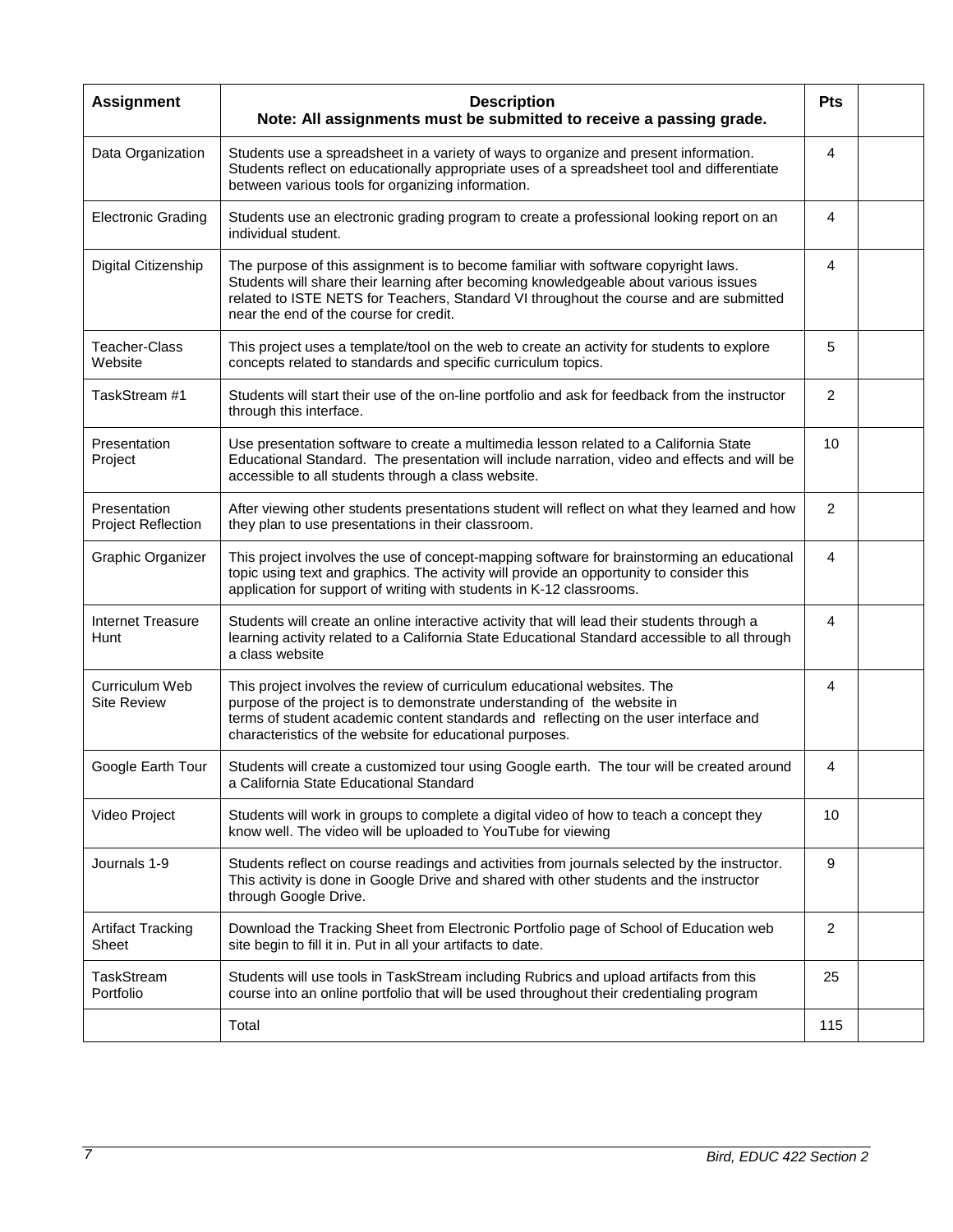| Assignment | Description<br>Note: All assignments must be submitted to receive a passing grade. | Pts | |
|---|---|---|---|
| Data Organization | Students use a spreadsheet in a variety of ways to organize and present information. Students reflect on educationally appropriate uses of a spreadsheet tool and differentiate between various tools for organizing information. | 4 | |
| Electronic Grading | Students use an electronic grading program to create a professional looking report on an individual student. | 4 | |
| Digital Citizenship | The purpose of this assignment is to become familiar with software copyright laws. Students will share their learning after becoming knowledgeable about various issues related to ISTE NETS for Teachers, Standard VI throughout the course and are submitted near the end of the course for credit. | 4 | |
| Teacher-Class Website | This project uses a template/tool on the web to create an activity for students to explore concepts related to standards and specific curriculum topics. | 5 | |
| TaskStream #1 | Students will start their use of the on-line portfolio and ask for feedback from the instructor through this interface. | 2 | |
| Presentation Project | Use presentation software to create a multimedia lesson related to a California State Educational Standard. The presentation will include narration, video and effects and will be accessible to all students through a class website. | 10 | |
| Presentation Project Reflection | After viewing other students presentations student will reflect on what they learned and how they plan to use presentations in their classroom. | 2 | |
| Graphic Organizer | This project involves the use of concept-mapping software for brainstorming an educational topic using text and graphics. The activity will provide an opportunity to consider this application for support of writing with students in K-12 classrooms. | 4 | |
| Internet Treasure Hunt | Students will create an online interactive activity that will lead their students through a learning activity related to a California State Educational Standard accessible to all through a class website | 4 | |
| Curriculum Web Site Review | This project involves the review of curriculum educational websites. The purpose of the project is to demonstrate understanding of the website in terms of student academic content standards and reflecting on the user interface and characteristics of the website for educational purposes. | 4 | |
| Google Earth Tour | Students will create a customized tour using Google earth. The tour will be created around a California State Educational Standard | 4 | |
| Video Project | Students will work in groups to complete a digital video of how to teach a concept they know well. The video will be uploaded to YouTube for viewing | 10 | |
| Journals 1-9 | Students reflect on course readings and activities from journals selected by the instructor. This activity is done in Google Drive and shared with other students and the instructor through Google Drive. | 9 | |
| Artifact Tracking Sheet | Download the Tracking Sheet from Electronic Portfolio page of School of Education web site begin to fill it in. Put in all your artifacts to date. | 2 | |
| TaskStream Portfolio | Students will use tools in TaskStream including Rubrics and upload artifacts from this course into an online portfolio that will be used throughout their credentialing program | 25 | |
| | Total | 115 | |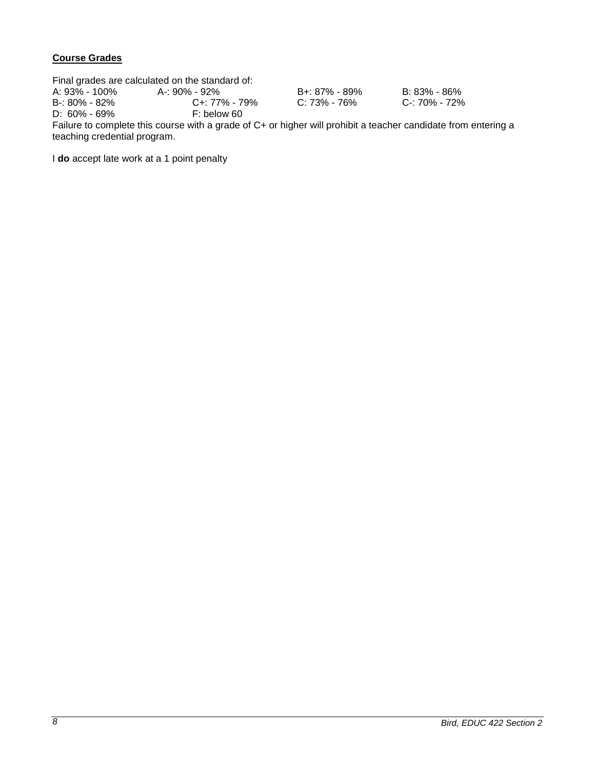**Course Grades**

Final grades are calculated on the standard of:

| | | | |
|---|---|---|---|
| A: 93% - 100% | A-: 90% - 92% | B+: 87% - 89% | B: 83% - 86% |
| B-: 80% - 82% | C+: 77% - 79% | C: 73% - 76% | C-: 70% - 72% |
| D: 60% - 69% | F: below 60 | | |

Failure to complete this course with a grade of C+ or higher will prohibit a teacher candidate from entering a teaching credential program.

I **do** accept late work at a 1 point penalty